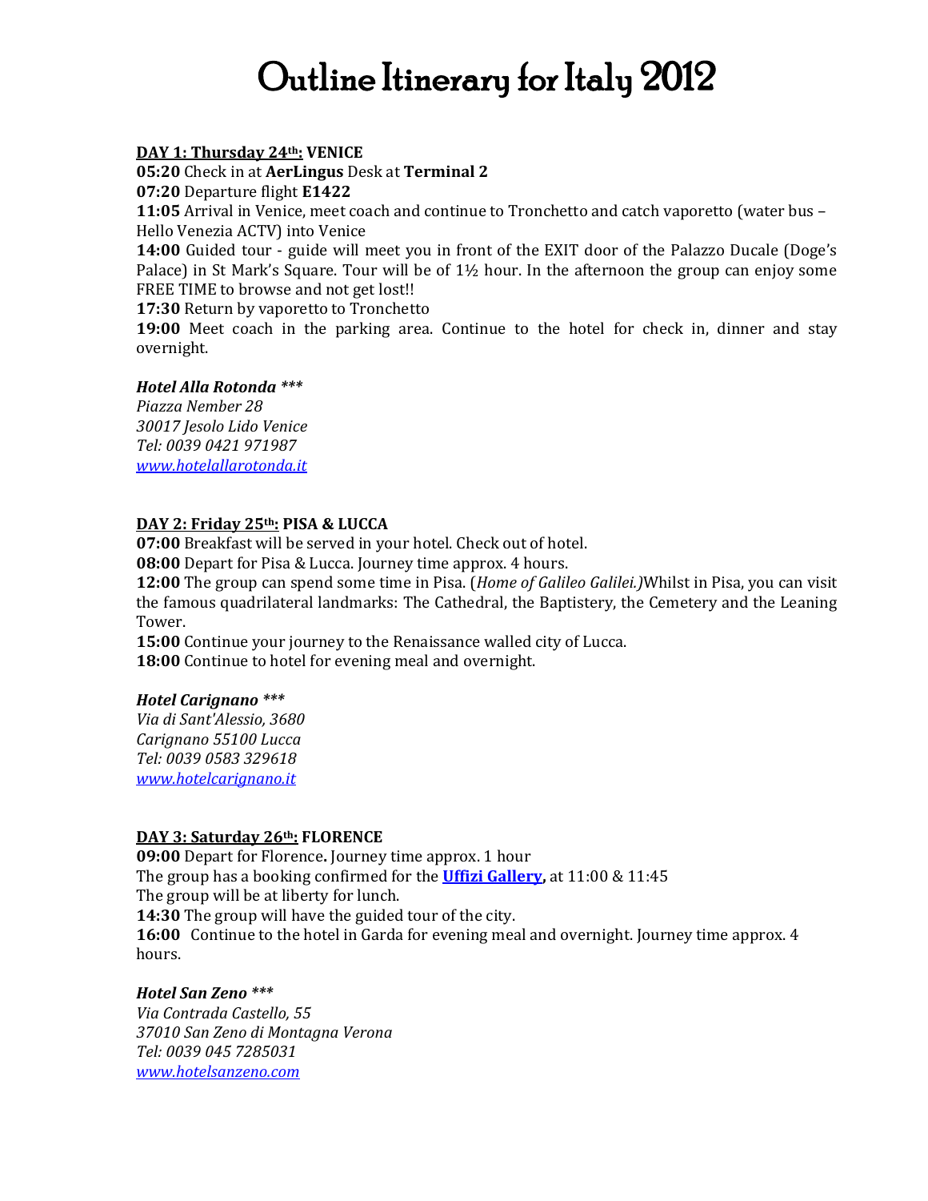# Outline Itinerary for Italy 2012

**DAY 1: Thursday 24th: VENICE**

**05:20** Check in at **AerLingus** Desk at **Terminal 2**
**07:20** Departure flight **E1422**
**11:05** Arrival in Venice, meet coach and continue to Tronchetto and catch vaporetto (water bus – Hello Venezia ACTV) into Venice
**14:00** Guided tour - guide will meet you in front of the EXIT door of the Palazzo Ducale (Doge's Palace) in St Mark's Square. Tour will be of 1½ hour. In the afternoon the group can enjoy some FREE TIME to browse and not get lost!!
**17:30** Return by vaporetto to Tronchetto
**19:00** Meet coach in the parking area. Continue to the hotel for check in, dinner and stay overnight.

***Hotel Alla Rotonda \*\*\****
*Piazza Nember 28*
*30017 Jesolo Lido Venice*
*Tel: 0039 0421 971987*
*www.hotelallarotonda.it*

**DAY 2: Friday 25th: PISA & LUCCA**

**07:00** Breakfast will be served in your hotel. Check out of hotel.
**08:00** Depart for Pisa & Lucca. Journey time approx. 4 hours.
**12:00** The group can spend some time in Pisa. (*Home of Galileo Galilei.)*Whilst in Pisa, you can visit the famous quadrilateral landmarks: The Cathedral, the Baptistery, the Cemetery and the Leaning Tower.
**15:00** Continue your journey to the Renaissance walled city of Lucca.
**18:00** Continue to hotel for evening meal and overnight.

***Hotel Carignano \*\*\****
*Via di Sant'Alessio, 3680*
*Carignano 55100 Lucca*
*Tel: 0039 0583 329618*
*www.hotelcarignano.it*

**DAY 3: Saturday 26th: FLORENCE**

**09:00** Depart for Florence**.** Journey time approx. 1 hour
The group has a booking confirmed for the **Uffizi Gallery,** at 11:00 & 11:45
The group will be at liberty for lunch.
**14:30** The group will have the guided tour of the city.
**16:00** Continue to the hotel in Garda for evening meal and overnight. Journey time approx. 4 hours.

***Hotel San Zeno \*\*\****
*Via Contrada Castello, 55*
*37010 San Zeno di Montagna Verona*
*Tel: 0039 045 7285031*
*www.hotelsanzeno.com*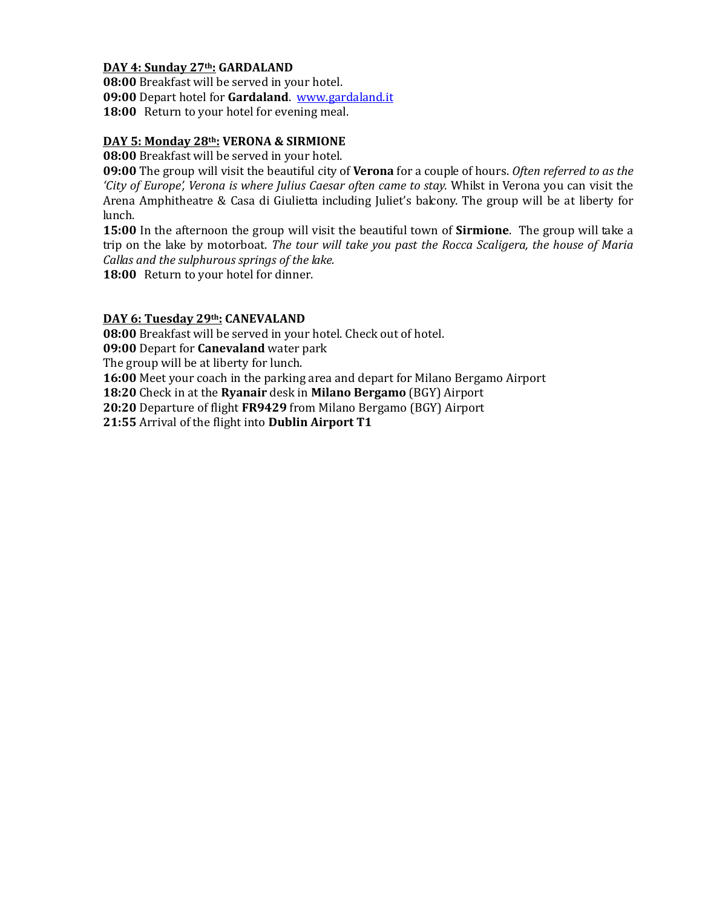**DAY 4: Sunday 27th: GARDALAND**

**08:00** Breakfast will be served in your hotel.
**09:00** Depart hotel for **Gardaland**. [www.gardaland.it](http://www.gardaland.it)
**18:00** Return to your hotel for evening meal.

**DAY 5: Monday 28th: VERONA & SIRMIONE**

**08:00** Breakfast will be served in your hotel.
**09:00** The group will visit the beautiful city of **Verona** for a couple of hours. *Often referred to as the 'City of Europe', Verona is where Julius Caesar often came to stay.* Whilst in Verona you can visit the Arena Amphitheatre & Casa di Giulietta including Juliet's balcony. The group will be at liberty for lunch.
**15:00** In the afternoon the group will visit the beautiful town of **Sirmione**. The group will take a trip on the lake by motorboat. *The tour will take you past the Rocca Scaligera, the house of Maria Callas and the sulphurous springs of the lake.*
**18:00** Return to your hotel for dinner.

**DAY 6: Tuesday 29th: CANEVALAND**

**08:00** Breakfast will be served in your hotel. Check out of hotel.
**09:00** Depart for **Canevaland** water park
The group will be at liberty for lunch.
**16:00** Meet your coach in the parking area and depart for Milano Bergamo Airport
**18:20** Check in at the **Ryanair** desk in **Milano Bergamo** (BGY) Airport
**20:20** Departure of flight **FR9429** from Milano Bergamo (BGY) Airport
**21:55** Arrival of the flight into **Dublin Airport T1**